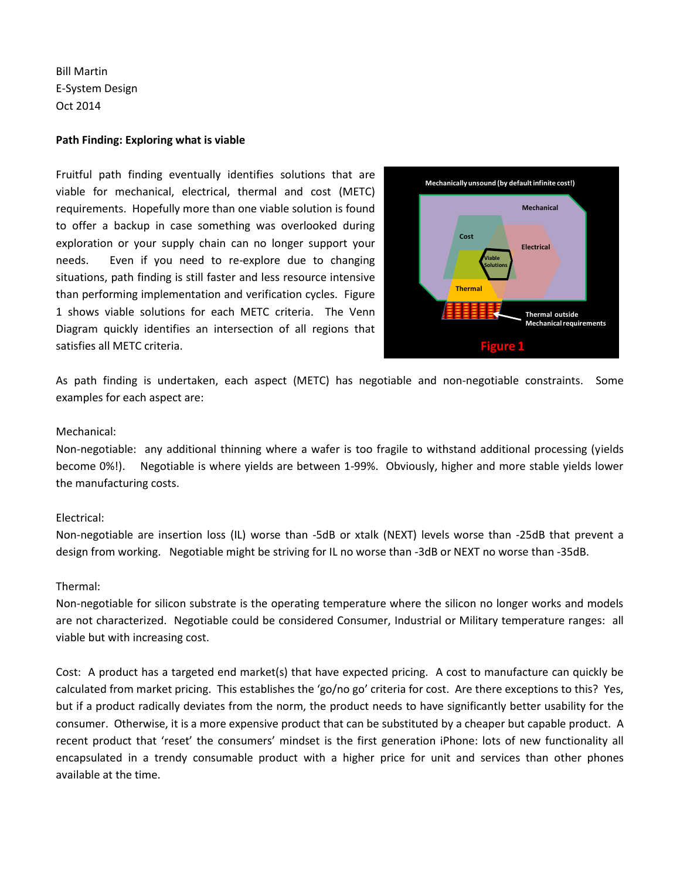Bill Martin
E-System Design
Oct 2014

**Path Finding: Exploring what is viable**

Fruitful path finding eventually identifies solutions that are viable for mechanical, electrical, thermal and cost (METC) requirements. Hopefully more than one viable solution is found to offer a backup in case something was overlooked during exploration or your supply chain can no longer support your needs. Even if you need to re-explore due to changing situations, path finding is still faster and less resource intensive than performing implementation and verification cycles. Figure 1 shows viable solutions for each METC criteria. The Venn Diagram quickly identifies an intersection of all regions that satisfies all METC criteria.

Mechanically unsound (by default infinite cost!)

Mechanical

Cost

Electrical

Viable Solutions

Thermal

Thermal outside Mechanical requirements

Figure 1

As path finding is undertaken, each aspect (METC) has negotiable and non-negotiable constraints. Some examples for each aspect are:

Mechanical:
Non-negotiable: any additional thinning where a wafer is too fragile to withstand additional processing (yields become 0%!). Negotiable is where yields are between 1-99%. Obviously, higher and more stable yields lower the manufacturing costs.

Electrical:
Non-negotiable are insertion loss (IL) worse than -5dB or xtalk (NEXT) levels worse than -25dB that prevent a design from working. Negotiable might be striving for IL no worse than -3dB or NEXT no worse than -35dB.

Thermal:
Non-negotiable for silicon substrate is the operating temperature where the silicon no longer works and models are not characterized. Negotiable could be considered Consumer, Industrial or Military temperature ranges: all viable but with increasing cost.

Cost: A product has a targeted end market(s) that have expected pricing. A cost to manufacture can quickly be calculated from market pricing. This establishes the 'go/no go' criteria for cost. Are there exceptions to this? Yes, but if a product radically deviates from the norm, the product needs to have significantly better usability for the consumer. Otherwise, it is a more expensive product that can be substituted by a cheaper but capable product. A recent product that 'reset' the consumers' mindset is the first generation iPhone: lots of new functionality all encapsulated in a trendy consumable product with a higher price for unit and services than other phones available at the time.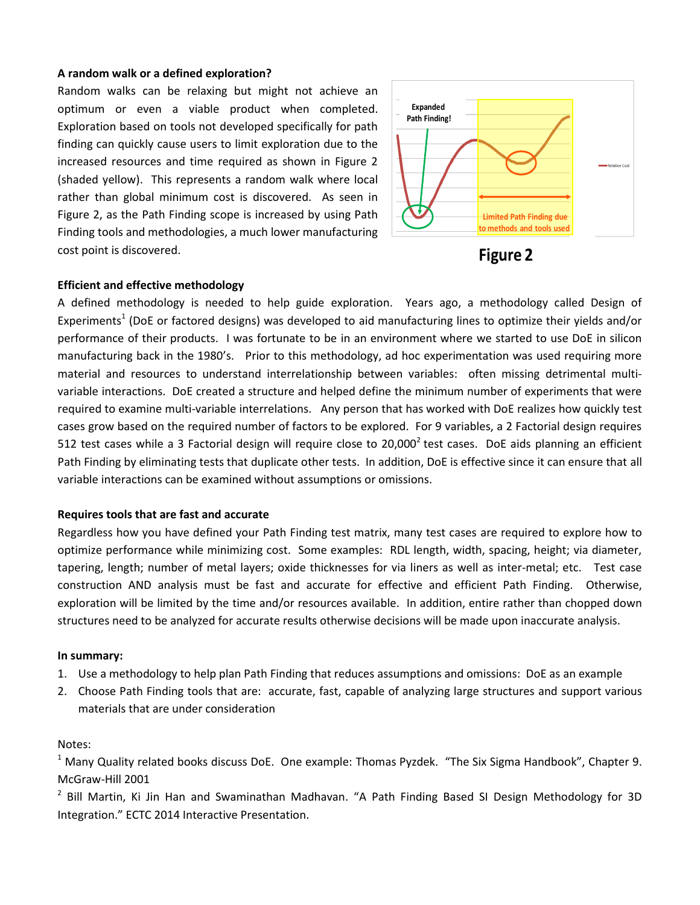**A random walk or a defined exploration?**

Random walks can be relaxing but might not achieve an optimum or even a viable product when completed. Exploration based on tools not developed specifically for path finding can quickly cause users to limit exploration due to the increased resources and time required as shown in Figure 2 (shaded yellow). This represents a random walk where local rather than global minimum cost is discovered. As seen in Figure 2, as the Path Finding scope is increased by using Path Finding tools and methodologies, a much lower manufacturing cost point is discovered.

Expanded Path Finding!

Limited Path Finding due to methods and tools used

Relative Cost

**Figure 2**

**Efficient and effective methodology**

A defined methodology is needed to help guide exploration. Years ago, a methodology called Design of Experiments[1] (DoE or factored designs) was developed to aid manufacturing lines to optimize their yields and/or performance of their products. I was fortunate to be in an environment where we started to use DoE in silicon manufacturing back in the 1980's. Prior to this methodology, ad hoc experimentation was used requiring more material and resources to understand interrelationship between variables: often missing detrimental multi-variable interactions. DoE created a structure and helped define the minimum number of experiments that were required to examine multi-variable interrelations. Any person that has worked with DoE realizes how quickly test cases grow based on the required number of factors to be explored. For 9 variables, a 2 Factorial design requires 512 test cases while a 3 Factorial design will require close to 20,000[2] test cases. DoE aids planning an efficient Path Finding by eliminating tests that duplicate other tests. In addition, DoE is effective since it can ensure that all variable interactions can be examined without assumptions or omissions.

**Requires tools that are fast and accurate**

Regardless how you have defined your Path Finding test matrix, many test cases are required to explore how to optimize performance while minimizing cost. Some examples: RDL length, width, spacing, height; via diameter, tapering, length; number of metal layers; oxide thicknesses for via liners as well as inter-metal; etc. Test case construction AND analysis must be fast and accurate for effective and efficient Path Finding. Otherwise, exploration will be limited by the time and/or resources available. In addition, entire rather than chopped down structures need to be analyzed for accurate results otherwise decisions will be made upon inaccurate analysis.

**In summary:**

1. Use a methodology to help plan Path Finding that reduces assumptions and omissions: DoE as an example
2. Choose Path Finding tools that are: accurate, fast, capable of analyzing large structures and support various materials that are under consideration

Notes:

[1] Many Quality related books discuss DoE. One example: Thomas Pyzdek. "The Six Sigma Handbook", Chapter 9. McGraw-Hill 2001

[2] Bill Martin, Ki Jin Han and Swaminathan Madhavan. "A Path Finding Based SI Design Methodology for 3D Integration." ECTC 2014 Interactive Presentation.